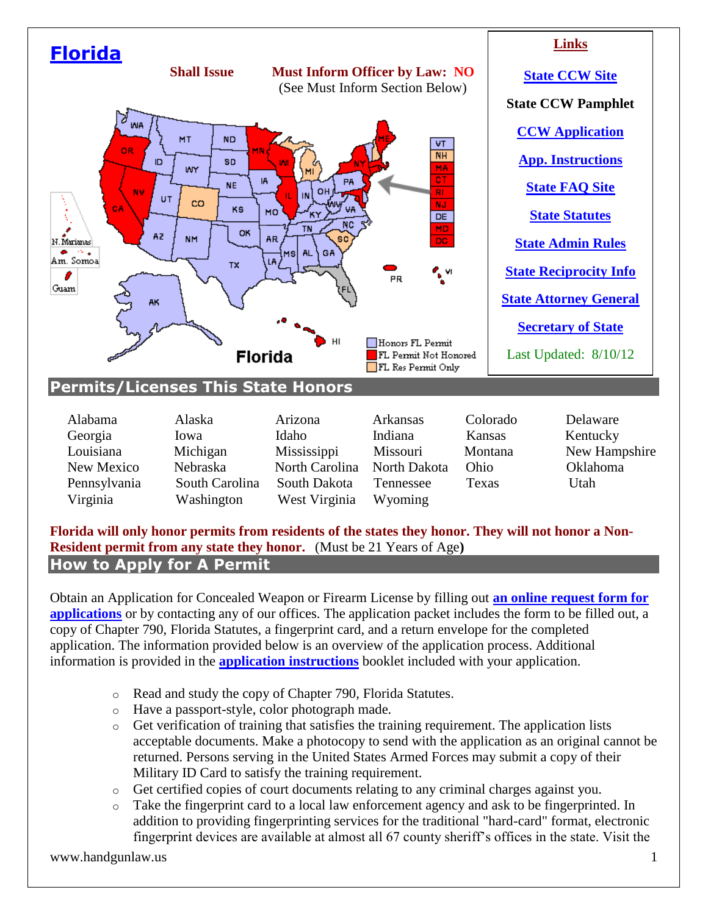# Florida

**Shall Issue** **Must Inform Officer by Law: NO**
(See Must Inform Section Below)

**Links**

**State CCW Site**

**State CCW Pamphlet**

**CCW Application**

**App. Instructions**

**State FAQ Site**

**State Statutes**

**State Admin Rules**

**State Reciprocity Info**

**State Attorney General**

**Secretary of State**

Last Updated: 8/10/12

## Permits/Licenses This State Honors

| | | | | | |
|---|---|---|---|---|---|
| Alabama | Alaska | Arizona | Arkansas | Colorado | Delaware |
| Georgia | Iowa | Idaho | Indiana | Kansas | Kentucky |
| Louisiana | Michigan | Mississippi | Missouri | Montana | New Hampshire |
| New Mexico | Nebraska | North Carolina | North Dakota | Ohio | Oklahoma |
| Pennsylvania | South Carolina | South Dakota | Tennessee | Texas | Utah |
| Virginia | Washington | West Virginia | Wyoming | | |

**Florida will only honor permits from residents of the states they honor. They will not honor a Non-Resident permit from any state they honor.** (Must be 21 Years of Age**)**

## How to Apply for A Permit

Obtain an Application for Concealed Weapon or Firearm License by filling out **an online request form for applications** or by contacting any of our offices. The application packet includes the form to be filled out, a copy of Chapter 790, Florida Statutes, a fingerprint card, and a return envelope for the completed application. The information provided below is an overview of the application process. Additional information is provided in the **application instructions** booklet included with your application.

- Read and study the copy of Chapter 790, Florida Statutes.
- Have a passport-style, color photograph made.
- Get verification of training that satisfies the training requirement. The application lists acceptable documents. Make a photocopy to send with the application as an original cannot be returned. Persons serving in the United States Armed Forces may submit a copy of their Military ID Card to satisfy the training requirement.
- Get certified copies of court documents relating to any criminal charges against you.
- Take the fingerprint card to a local law enforcement agency and ask to be fingerprinted. In addition to providing fingerprinting services for the traditional "hard-card" format, electronic fingerprint devices are available at almost all 67 county sheriff's offices in the state. Visit the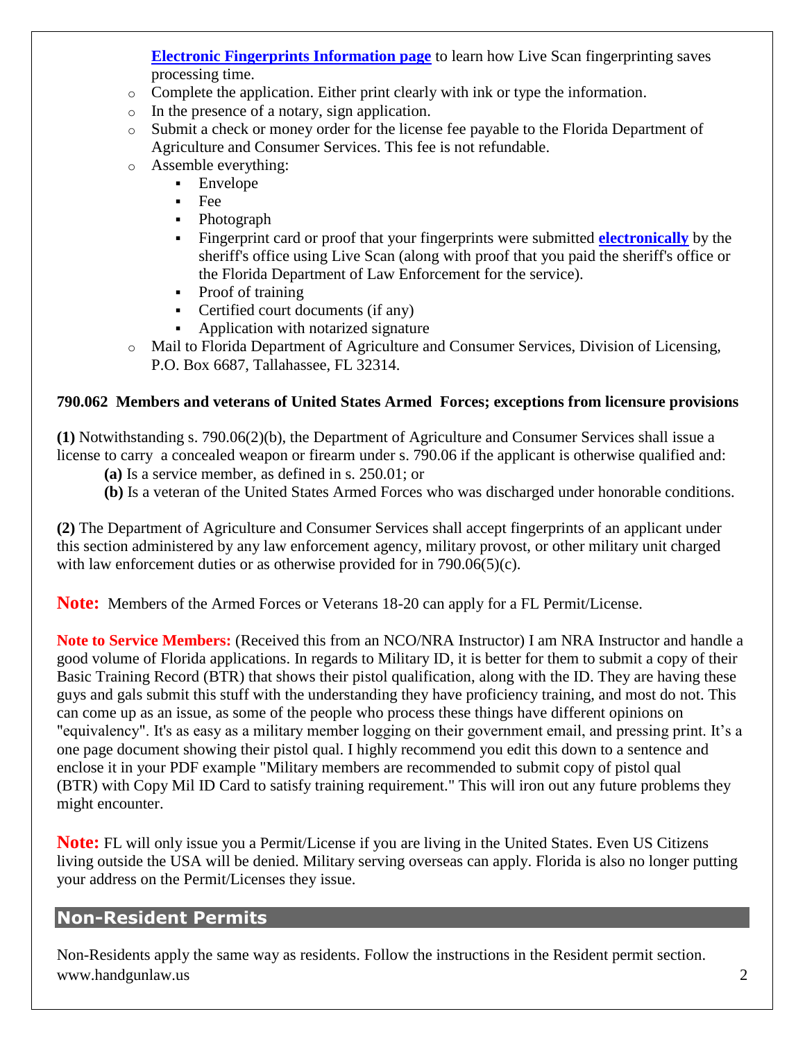**Electronic Fingerprints Information page** to learn how Live Scan fingerprinting saves processing time.

- Complete the application. Either print clearly with ink or type the information.
- In the presence of a notary, sign application.
- Submit a check or money order for the license fee payable to the Florida Department of Agriculture and Consumer Services. This fee is not refundable.
- Assemble everything:
  - Envelope
  - Fee
  - Photograph
  - Fingerprint card or proof that your fingerprints were submitted **electronically** by the sheriff's office using Live Scan (along with proof that you paid the sheriff's office or the Florida Department of Law Enforcement for the service).
  - Proof of training
  - Certified court documents (if any)
  - Application with notarized signature
- Mail to Florida Department of Agriculture and Consumer Services, Division of Licensing, P.O. Box 6687, Tallahassee, FL 32314.

**790.062 Members and veterans of United States Armed Forces; exceptions from licensure provisions**

**(1)** Notwithstanding s. 790.06(2)(b), the Department of Agriculture and Consumer Services shall issue a license to carry a concealed weapon or firearm under s. 790.06 if the applicant is otherwise qualified and:

**(a)** Is a service member, as defined in s. 250.01; or

**(b)** Is a veteran of the United States Armed Forces who was discharged under honorable conditions.

**(2)** The Department of Agriculture and Consumer Services shall accept fingerprints of an applicant under this section administered by any law enforcement agency, military provost, or other military unit charged with law enforcement duties or as otherwise provided for in 790.06(5)(c).

**Note:** Members of the Armed Forces or Veterans 18-20 can apply for a FL Permit/License.

**Note to Service Members:** (Received this from an NCO/NRA Instructor) I am NRA Instructor and handle a good volume of Florida applications. In regards to Military ID, it is better for them to submit a copy of their Basic Training Record (BTR) that shows their pistol qualification, along with the ID. They are having these guys and gals submit this stuff with the understanding they have proficiency training, and most do not. This can come up as an issue, as some of the people who process these things have different opinions on "equivalency". It's as easy as a military member logging on their government email, and pressing print. It's a one page document showing their pistol qual. I highly recommend you edit this down to a sentence and enclose it in your PDF example "Military members are recommended to submit copy of pistol qual (BTR) with Copy Mil ID Card to satisfy training requirement." This will iron out any future problems they might encounter.

**Note:** FL will only issue you a Permit/License if you are living in the United States. Even US Citizens living outside the USA will be denied. Military serving overseas can apply. Florida is also no longer putting your address on the Permit/Licenses they issue.

## Non-Resident Permits

Non-Residents apply the same way as residents. Follow the instructions in the Resident permit section.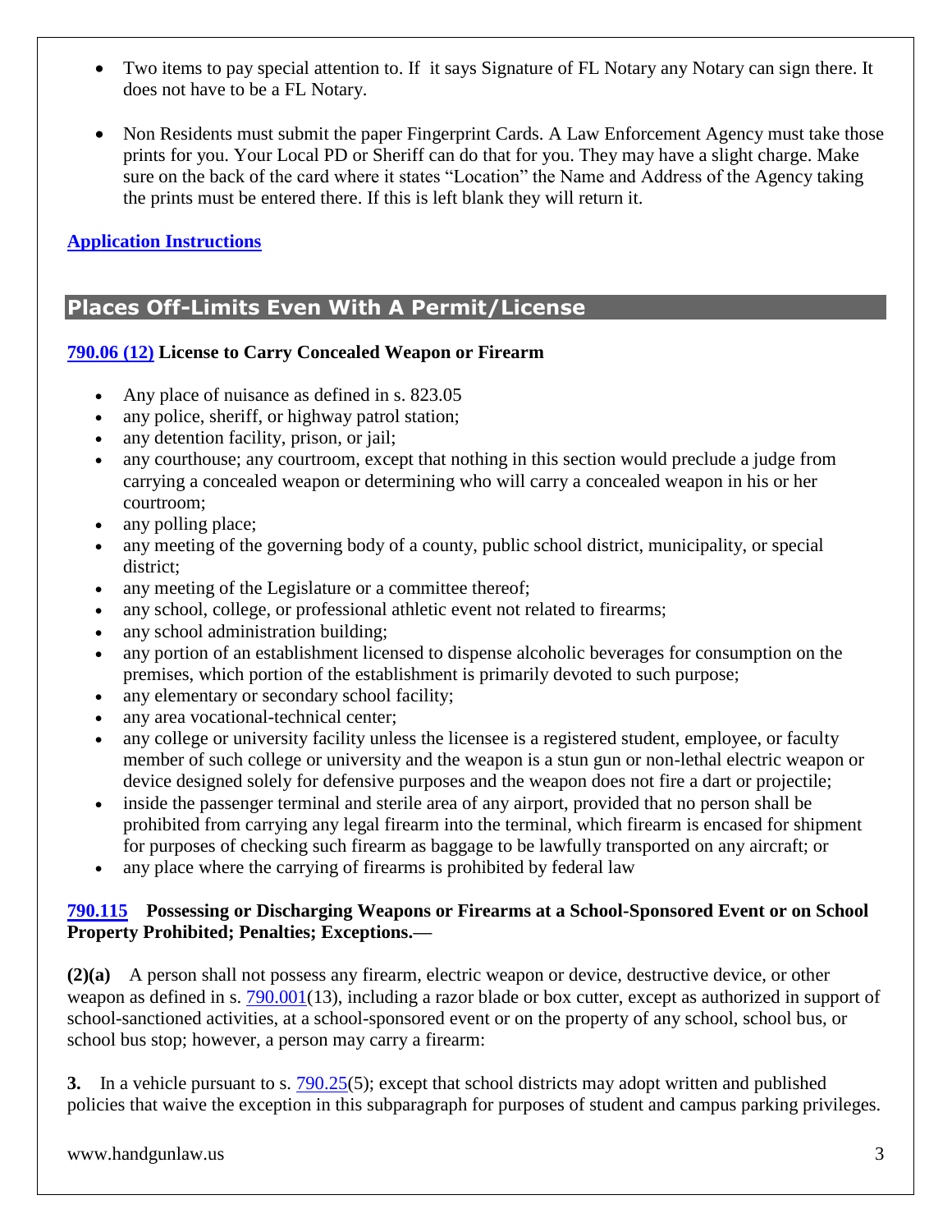- Two items to pay special attention to. If it says Signature of FL Notary any Notary can sign there. It does not have to be a FL Notary.
- Non Residents must submit the paper Fingerprint Cards. A Law Enforcement Agency must take those prints for you. Your Local PD or Sheriff can do that for you. They may have a slight charge. Make sure on the back of the card where it states "Location" the Name and Address of the Agency taking the prints must be entered there. If this is left blank they will return it.

**Application Instructions**

## Places Off-Limits Even With A Permit/License

**790.06 (12) License to Carry Concealed Weapon or Firearm**

- Any place of nuisance as defined in s. 823.05
- any police, sheriff, or highway patrol station;
- any detention facility, prison, or jail;
- any courthouse; any courtroom, except that nothing in this section would preclude a judge from carrying a concealed weapon or determining who will carry a concealed weapon in his or her courtroom;
- any polling place;
- any meeting of the governing body of a county, public school district, municipality, or special district;
- any meeting of the Legislature or a committee thereof;
- any school, college, or professional athletic event not related to firearms;
- any school administration building;
- any portion of an establishment licensed to dispense alcoholic beverages for consumption on the premises, which portion of the establishment is primarily devoted to such purpose;
- any elementary or secondary school facility;
- any area vocational-technical center;
- any college or university facility unless the licensee is a registered student, employee, or faculty member of such college or university and the weapon is a stun gun or non-lethal electric weapon or device designed solely for defensive purposes and the weapon does not fire a dart or projectile;
- inside the passenger terminal and sterile area of any airport, provided that no person shall be prohibited from carrying any legal firearm into the terminal, which firearm is encased for shipment for purposes of checking such firearm as baggage to be lawfully transported on any aircraft; or
- any place where the carrying of firearms is prohibited by federal law

**790.115 Possessing or Discharging Weapons or Firearms at a School-Sponsored Event or on School Property Prohibited; Penalties; Exceptions.—**

**(2)(a)** A person shall not possess any firearm, electric weapon or device, destructive device, or other weapon as defined in s. 790.001(13), including a razor blade or box cutter, except as authorized in support of school-sanctioned activities, at a school-sponsored event or on the property of any school, school bus, or school bus stop; however, a person may carry a firearm:

**3.** In a vehicle pursuant to s. 790.25(5); except that school districts may adopt written and published policies that waive the exception in this subparagraph for purposes of student and campus parking privileges.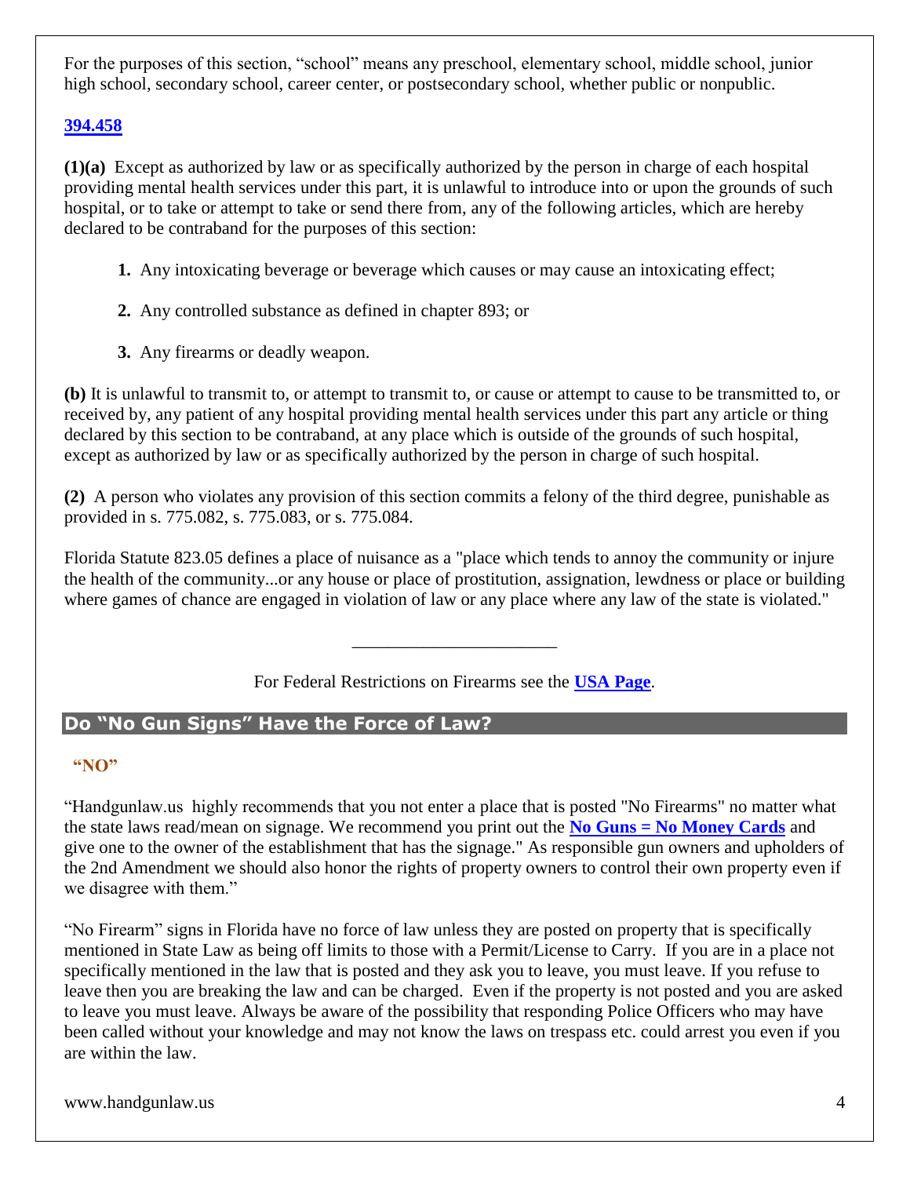For the purposes of this section, "school" means any preschool, elementary school, middle school, junior high school, secondary school, career center, or postsecondary school, whether public or nonpublic.

**394.458**

**(1)(a)** Except as authorized by law or as specifically authorized by the person in charge of each hospital providing mental health services under this part, it is unlawful to introduce into or upon the grounds of such hospital, or to take or attempt to take or send there from, any of the following articles, which are hereby declared to be contraband for the purposes of this section:

**1.** Any intoxicating beverage or beverage which causes or may cause an intoxicating effect;

**2.** Any controlled substance as defined in chapter 893; or

**3.** Any firearms or deadly weapon.

**(b)** It is unlawful to transmit to, or attempt to transmit to, or cause or attempt to cause to be transmitted to, or received by, any patient of any hospital providing mental health services under this part any article or thing declared by this section to be contraband, at any place which is outside of the grounds of such hospital, except as authorized by law or as specifically authorized by the person in charge of such hospital.

**(2)** A person who violates any provision of this section commits a felony of the third degree, punishable as provided in s. 775.082, s. 775.083, or s. 775.084.

Florida Statute 823.05 defines a place of nuisance as a "place which tends to annoy the community or injure the health of the community...or any house or place of prostitution, assignation, lewdness or place or building where games of chance are engaged in violation of law or any place where any law of the state is violated."

---

For Federal Restrictions on Firearms see the **USA Page**.

## Do "No Gun Signs" Have the Force of Law?

**"NO"**

"Handgunlaw.us highly recommends that you not enter a place that is posted "No Firearms" no matter what the state laws read/mean on signage. We recommend you print out the **No Guns = No Money Cards** and give one to the owner of the establishment that has the signage." As responsible gun owners and upholders of the 2nd Amendment we should also honor the rights of property owners to control their own property even if we disagree with them."

"No Firearm" signs in Florida have no force of law unless they are posted on property that is specifically mentioned in State Law as being off limits to those with a Permit/License to Carry. If you are in a place not specifically mentioned in the law that is posted and they ask you to leave, you must leave. If you refuse to leave then you are breaking the law and can be charged. Even if the property is not posted and you are asked to leave you must leave. Always be aware of the possibility that responding Police Officers who may have been called without your knowledge and may not know the laws on trespass etc. could arrest you even if you are within the law.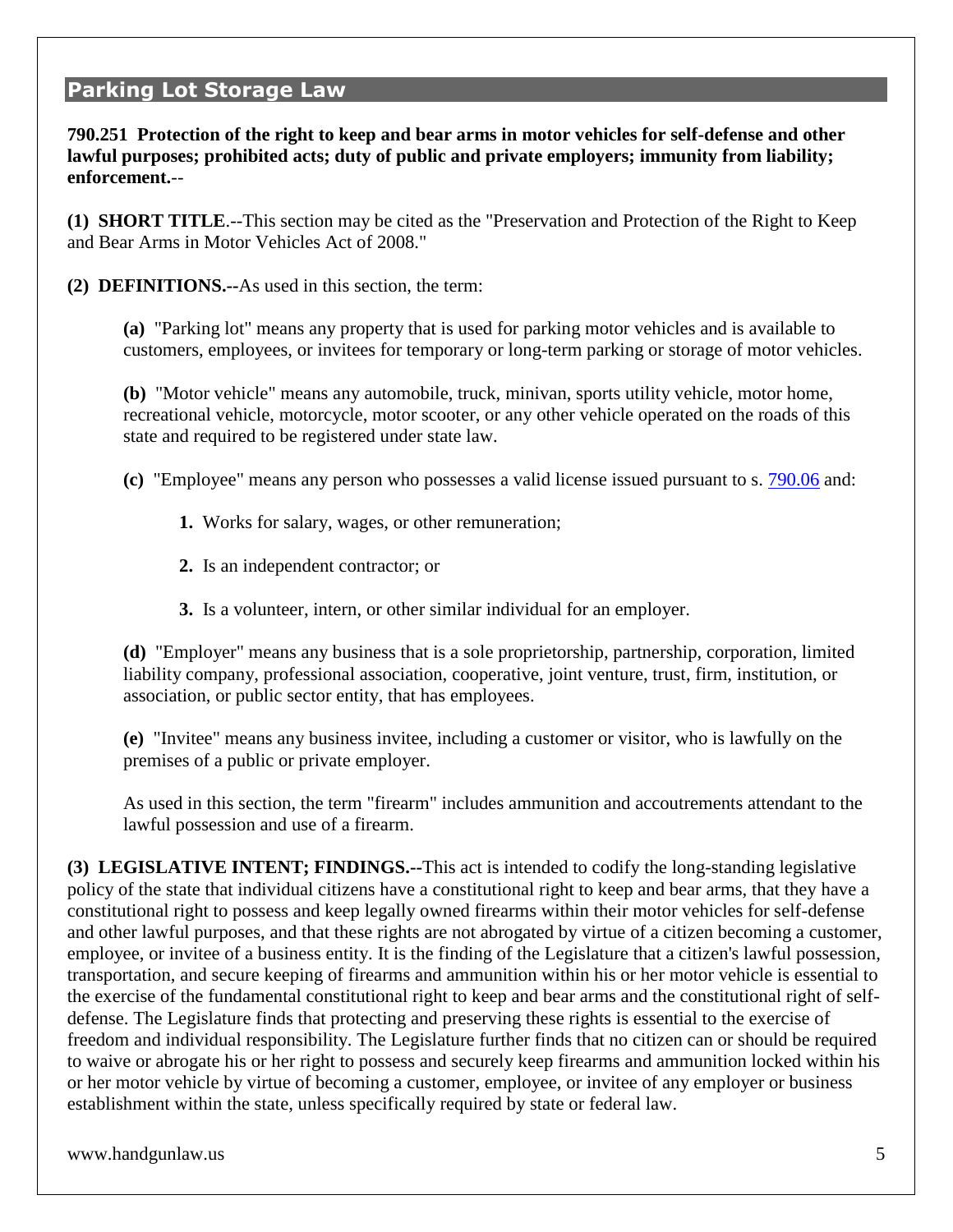## Parking Lot Storage Law

**790.251 Protection of the right to keep and bear arms in motor vehicles for self-defense and other lawful purposes; prohibited acts; duty of public and private employers; immunity from liability; enforcement.**--

**(1) SHORT TITLE**.--This section may be cited as the "Preservation and Protection of the Right to Keep and Bear Arms in Motor Vehicles Act of 2008."

**(2) DEFINITIONS.--**As used in this section, the term:

**(a)** "Parking lot" means any property that is used for parking motor vehicles and is available to customers, employees, or invitees for temporary or long-term parking or storage of motor vehicles.

**(b)** "Motor vehicle" means any automobile, truck, minivan, sports utility vehicle, motor home, recreational vehicle, motorcycle, motor scooter, or any other vehicle operated on the roads of this state and required to be registered under state law.

**(c)** "Employee" means any person who possesses a valid license issued pursuant to s. 790.06 and:

**1.** Works for salary, wages, or other remuneration;

**2.** Is an independent contractor; or

**3.** Is a volunteer, intern, or other similar individual for an employer.

**(d)** "Employer" means any business that is a sole proprietorship, partnership, corporation, limited liability company, professional association, cooperative, joint venture, trust, firm, institution, or association, or public sector entity, that has employees.

**(e)** "Invitee" means any business invitee, including a customer or visitor, who is lawfully on the premises of a public or private employer.

As used in this section, the term "firearm" includes ammunition and accoutrements attendant to the lawful possession and use of a firearm.

**(3) LEGISLATIVE INTENT; FINDINGS.--**This act is intended to codify the long-standing legislative policy of the state that individual citizens have a constitutional right to keep and bear arms, that they have a constitutional right to possess and keep legally owned firearms within their motor vehicles for self-defense and other lawful purposes, and that these rights are not abrogated by virtue of a citizen becoming a customer, employee, or invitee of a business entity. It is the finding of the Legislature that a citizen's lawful possession, transportation, and secure keeping of firearms and ammunition within his or her motor vehicle is essential to the exercise of the fundamental constitutional right to keep and bear arms and the constitutional right of self-defense. The Legislature finds that protecting and preserving these rights is essential to the exercise of freedom and individual responsibility. The Legislature further finds that no citizen can or should be required to waive or abrogate his or her right to possess and securely keep firearms and ammunition locked within his or her motor vehicle by virtue of becoming a customer, employee, or invitee of any employer or business establishment within the state, unless specifically required by state or federal law.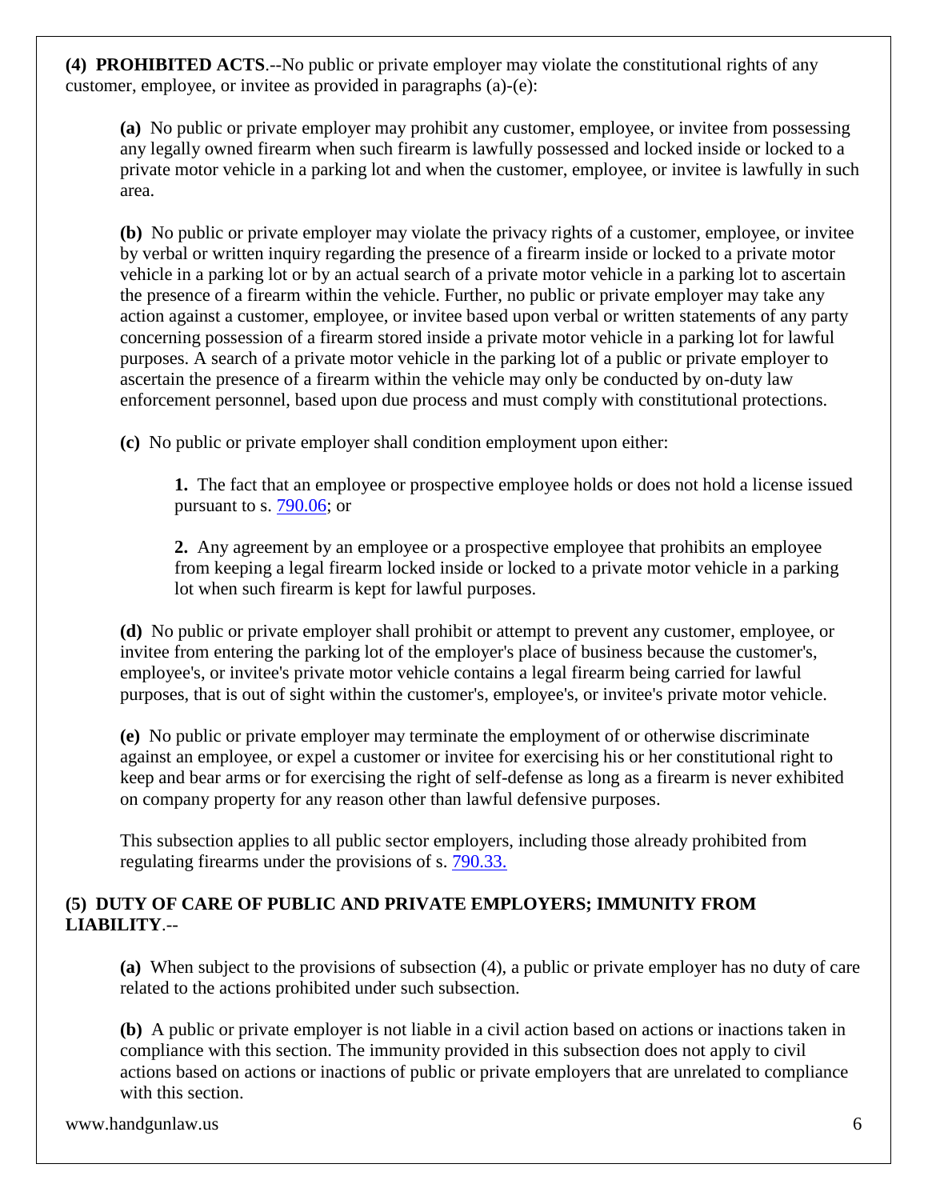**(4) PROHIBITED ACTS**.--No public or private employer may violate the constitutional rights of any customer, employee, or invitee as provided in paragraphs (a)-(e):

**(a)** No public or private employer may prohibit any customer, employee, or invitee from possessing any legally owned firearm when such firearm is lawfully possessed and locked inside or locked to a private motor vehicle in a parking lot and when the customer, employee, or invitee is lawfully in such area.

**(b)** No public or private employer may violate the privacy rights of a customer, employee, or invitee by verbal or written inquiry regarding the presence of a firearm inside or locked to a private motor vehicle in a parking lot or by an actual search of a private motor vehicle in a parking lot to ascertain the presence of a firearm within the vehicle. Further, no public or private employer may take any action against a customer, employee, or invitee based upon verbal or written statements of any party concerning possession of a firearm stored inside a private motor vehicle in a parking lot for lawful purposes. A search of a private motor vehicle in the parking lot of a public or private employer to ascertain the presence of a firearm within the vehicle may only be conducted by on-duty law enforcement personnel, based upon due process and must comply with constitutional protections.

**(c)** No public or private employer shall condition employment upon either:

**1.** The fact that an employee or prospective employee holds or does not hold a license issued pursuant to s. 790.06; or

**2.** Any agreement by an employee or a prospective employee that prohibits an employee from keeping a legal firearm locked inside or locked to a private motor vehicle in a parking lot when such firearm is kept for lawful purposes.

**(d)** No public or private employer shall prohibit or attempt to prevent any customer, employee, or invitee from entering the parking lot of the employer's place of business because the customer's, employee's, or invitee's private motor vehicle contains a legal firearm being carried for lawful purposes, that is out of sight within the customer's, employee's, or invitee's private motor vehicle.

**(e)** No public or private employer may terminate the employment of or otherwise discriminate against an employee, or expel a customer or invitee for exercising his or her constitutional right to keep and bear arms or for exercising the right of self-defense as long as a firearm is never exhibited on company property for any reason other than lawful defensive purposes.

This subsection applies to all public sector employers, including those already prohibited from regulating firearms under the provisions of s. 790.33.

**(5) DUTY OF CARE OF PUBLIC AND PRIVATE EMPLOYERS; IMMUNITY FROM LIABILITY**.--

**(a)** When subject to the provisions of subsection (4), a public or private employer has no duty of care related to the actions prohibited under such subsection.

**(b)** A public or private employer is not liable in a civil action based on actions or inactions taken in compliance with this section. The immunity provided in this subsection does not apply to civil actions based on actions or inactions of public or private employers that are unrelated to compliance with this section.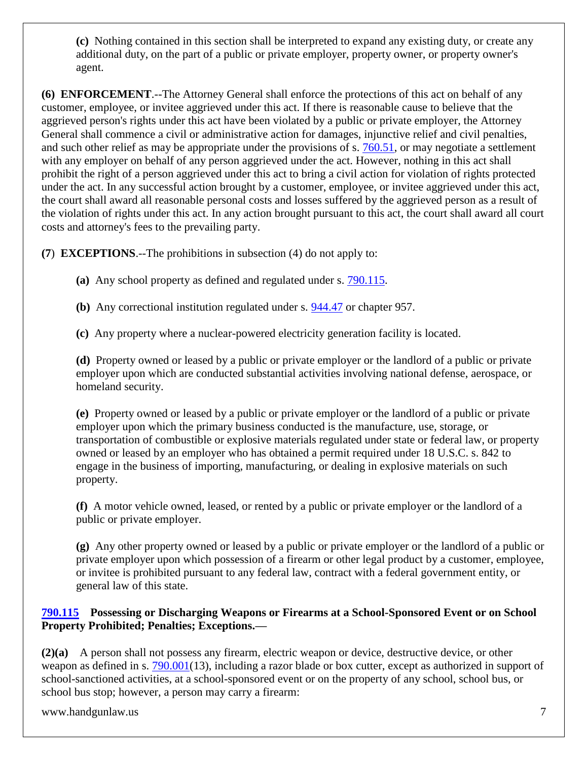**(c)** Nothing contained in this section shall be interpreted to expand any existing duty, or create any additional duty, on the part of a public or private employer, property owner, or property owner's agent.

**(6) ENFORCEMENT**.--The Attorney General shall enforce the protections of this act on behalf of any customer, employee, or invitee aggrieved under this act. If there is reasonable cause to believe that the aggrieved person's rights under this act have been violated by a public or private employer, the Attorney General shall commence a civil or administrative action for damages, injunctive relief and civil penalties, and such other relief as may be appropriate under the provisions of s. 760.51, or may negotiate a settlement with any employer on behalf of any person aggrieved under the act. However, nothing in this act shall prohibit the right of a person aggrieved under this act to bring a civil action for violation of rights protected under the act. In any successful action brought by a customer, employee, or invitee aggrieved under this act, the court shall award all reasonable personal costs and losses suffered by the aggrieved person as a result of the violation of rights under this act. In any action brought pursuant to this act, the court shall award all court costs and attorney's fees to the prevailing party.

**(7) EXCEPTIONS**.--The prohibitions in subsection (4) do not apply to:

**(a)** Any school property as defined and regulated under s. 790.115.

**(b)** Any correctional institution regulated under s. 944.47 or chapter 957.

**(c)** Any property where a nuclear-powered electricity generation facility is located.

**(d)** Property owned or leased by a public or private employer or the landlord of a public or private employer upon which are conducted substantial activities involving national defense, aerospace, or homeland security.

**(e)** Property owned or leased by a public or private employer or the landlord of a public or private employer upon which the primary business conducted is the manufacture, use, storage, or transportation of combustible or explosive materials regulated under state or federal law, or property owned or leased by an employer who has obtained a permit required under 18 U.S.C. s. 842 to engage in the business of importing, manufacturing, or dealing in explosive materials on such property.

**(f)** A motor vehicle owned, leased, or rented by a public or private employer or the landlord of a public or private employer.

**(g)** Any other property owned or leased by a public or private employer or the landlord of a public or private employer upon which possession of a firearm or other legal product by a customer, employee, or invitee is prohibited pursuant to any federal law, contract with a federal government entity, or general law of this state.

**790.115 Possessing or Discharging Weapons or Firearms at a School-Sponsored Event or on School Property Prohibited; Penalties; Exceptions.—**

**(2)(a)** A person shall not possess any firearm, electric weapon or device, destructive device, or other weapon as defined in s. 790.001(13), including a razor blade or box cutter, except as authorized in support of school-sanctioned activities, at a school-sponsored event or on the property of any school, school bus, or school bus stop; however, a person may carry a firearm: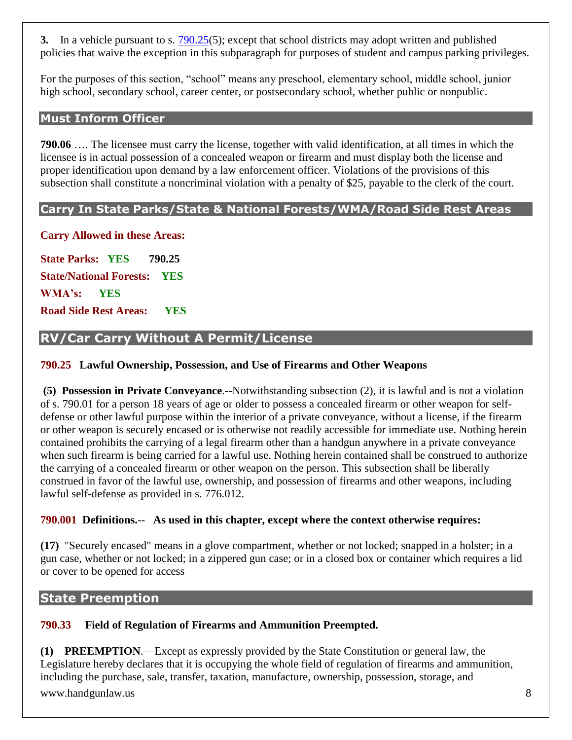**3.** In a vehicle pursuant to s. 790.25(5); except that school districts may adopt written and published policies that waive the exception in this subparagraph for purposes of student and campus parking privileges.

For the purposes of this section, “school” means any preschool, elementary school, middle school, junior high school, secondary school, career center, or postsecondary school, whether public or nonpublic.

## Must Inform Officer

**790.06** …. The licensee must carry the license, together with valid identification, at all times in which the licensee is in actual possession of a concealed weapon or firearm and must display both the license and proper identification upon demand by a law enforcement officer. Violations of the provisions of this subsection shall constitute a noncriminal violation with a penalty of $25, payable to the clerk of the court.

## Carry In State Parks/State & National Forests/WMA/Road Side Rest Areas

**Carry Allowed in these Areas:**

**State Parks: YES** **790.25**

**State/National Forests: YES**

**WMA’s: YES**

**Road Side Rest Areas: YES**

## RV/Car Carry Without A Permit/License

**790.25 Lawful Ownership, Possession, and Use of Firearms and Other Weapons**

**(5) Possession in Private Conveyance**.--Notwithstanding subsection (2), it is lawful and is not a violation of s. 790.01 for a person 18 years of age or older to possess a concealed firearm or other weapon for self-defense or other lawful purpose within the interior of a private conveyance, without a license, if the firearm or other weapon is securely encased or is otherwise not readily accessible for immediate use. Nothing herein contained prohibits the carrying of a legal firearm other than a handgun anywhere in a private conveyance when such firearm is being carried for a lawful use. Nothing herein contained shall be construed to authorize the carrying of a concealed firearm or other weapon on the person. This subsection shall be liberally construed in favor of the lawful use, ownership, and possession of firearms and other weapons, including lawful self-defense as provided in s. 776.012.

**790.001 Definitions.-- As used in this chapter, except where the context otherwise requires:**

**(17)** "Securely encased" means in a glove compartment, whether or not locked; snapped in a holster; in a gun case, whether or not locked; in a zippered gun case; or in a closed box or container which requires a lid or cover to be opened for access

## State Preemption

**790.33 Field of Regulation of Firearms and Ammunition Preempted.**

**(1) PREEMPTION**.—Except as expressly provided by the State Constitution or general law, the Legislature hereby declares that it is occupying the whole field of regulation of firearms and ammunition, including the purchase, sale, transfer, taxation, manufacture, ownership, possession, storage, and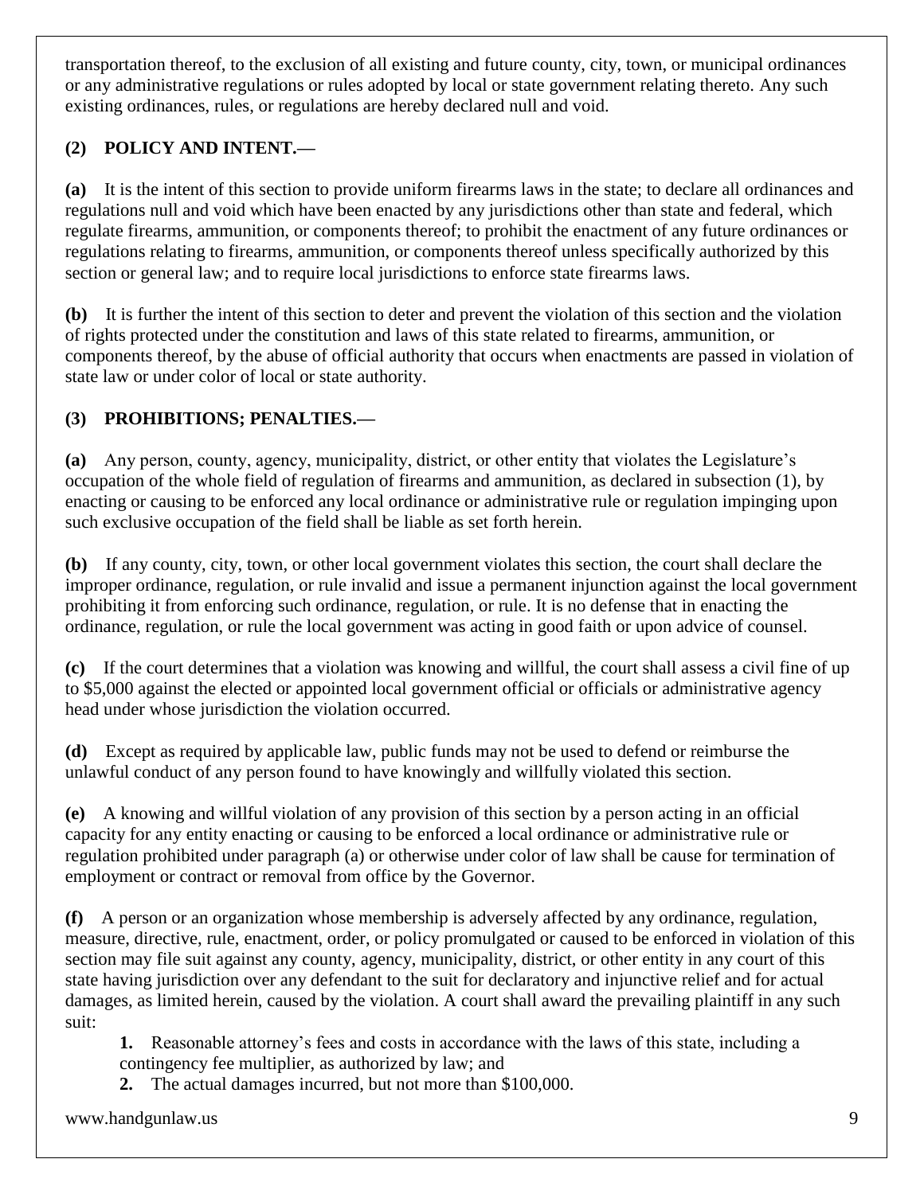transportation thereof, to the exclusion of all existing and future county, city, town, or municipal ordinances or any administrative regulations or rules adopted by local or state government relating thereto. Any such existing ordinances, rules, or regulations are hereby declared null and void.

**(2) POLICY AND INTENT.—**

**(a)** It is the intent of this section to provide uniform firearms laws in the state; to declare all ordinances and regulations null and void which have been enacted by any jurisdictions other than state and federal, which regulate firearms, ammunition, or components thereof; to prohibit the enactment of any future ordinances or regulations relating to firearms, ammunition, or components thereof unless specifically authorized by this section or general law; and to require local jurisdictions to enforce state firearms laws.

**(b)** It is further the intent of this section to deter and prevent the violation of this section and the violation of rights protected under the constitution and laws of this state related to firearms, ammunition, or components thereof, by the abuse of official authority that occurs when enactments are passed in violation of state law or under color of local or state authority.

**(3) PROHIBITIONS; PENALTIES.—**

**(a)** Any person, county, agency, municipality, district, or other entity that violates the Legislature's occupation of the whole field of regulation of firearms and ammunition, as declared in subsection (1), by enacting or causing to be enforced any local ordinance or administrative rule or regulation impinging upon such exclusive occupation of the field shall be liable as set forth herein.

**(b)** If any county, city, town, or other local government violates this section, the court shall declare the improper ordinance, regulation, or rule invalid and issue a permanent injunction against the local government prohibiting it from enforcing such ordinance, regulation, or rule. It is no defense that in enacting the ordinance, regulation, or rule the local government was acting in good faith or upon advice of counsel.

**(c)** If the court determines that a violation was knowing and willful, the court shall assess a civil fine of up to $5,000 against the elected or appointed local government official or officials or administrative agency head under whose jurisdiction the violation occurred.

**(d)** Except as required by applicable law, public funds may not be used to defend or reimburse the unlawful conduct of any person found to have knowingly and willfully violated this section.

**(e)** A knowing and willful violation of any provision of this section by a person acting in an official capacity for any entity enacting or causing to be enforced a local ordinance or administrative rule or regulation prohibited under paragraph (a) or otherwise under color of law shall be cause for termination of employment or contract or removal from office by the Governor.

**(f)** A person or an organization whose membership is adversely affected by any ordinance, regulation, measure, directive, rule, enactment, order, or policy promulgated or caused to be enforced in violation of this section may file suit against any county, agency, municipality, district, or other entity in any court of this state having jurisdiction over any defendant to the suit for declaratory and injunctive relief and for actual damages, as limited herein, caused by the violation. A court shall award the prevailing plaintiff in any such suit:

**1.** Reasonable attorney's fees and costs in accordance with the laws of this state, including a contingency fee multiplier, as authorized by law; and

**2.** The actual damages incurred, but not more than $100,000.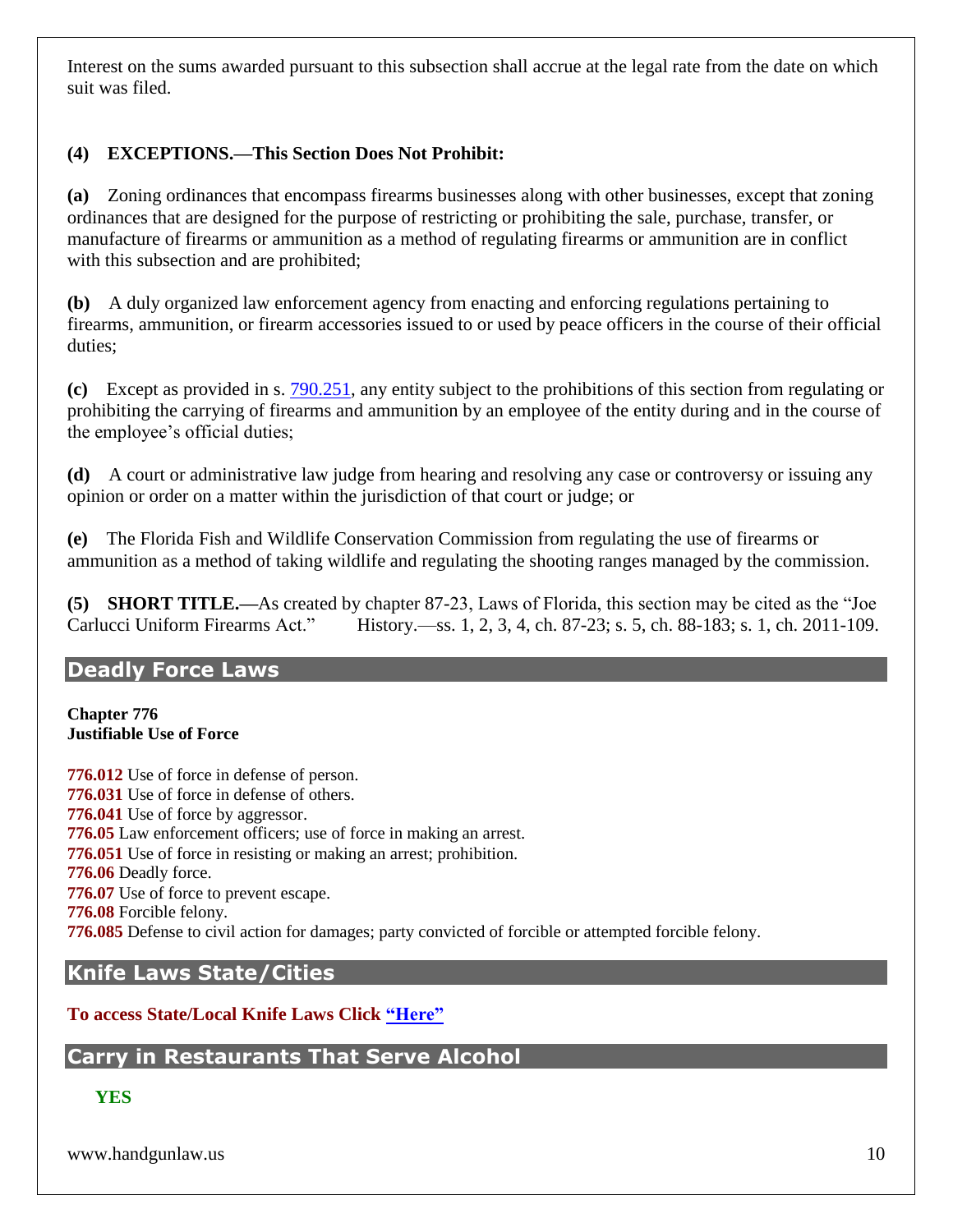Interest on the sums awarded pursuant to this subsection shall accrue at the legal rate from the date on which suit was filed.

**(4) EXCEPTIONS.—This Section Does Not Prohibit:**

**(a)** Zoning ordinances that encompass firearms businesses along with other businesses, except that zoning ordinances that are designed for the purpose of restricting or prohibiting the sale, purchase, transfer, or manufacture of firearms or ammunition as a method of regulating firearms or ammunition are in conflict with this subsection and are prohibited;

**(b)** A duly organized law enforcement agency from enacting and enforcing regulations pertaining to firearms, ammunition, or firearm accessories issued to or used by peace officers in the course of their official duties;

**(c)** Except as provided in s. 790.251, any entity subject to the prohibitions of this section from regulating or prohibiting the carrying of firearms and ammunition by an employee of the entity during and in the course of the employee's official duties;

**(d)** A court or administrative law judge from hearing and resolving any case or controversy or issuing any opinion or order on a matter within the jurisdiction of that court or judge; or

**(e)** The Florida Fish and Wildlife Conservation Commission from regulating the use of firearms or ammunition as a method of taking wildlife and regulating the shooting ranges managed by the commission.

**(5) SHORT TITLE.—**As created by chapter 87-23, Laws of Florida, this section may be cited as the "Joe Carlucci Uniform Firearms Act." History.—ss. 1, 2, 3, 4, ch. 87-23; s. 5, ch. 88-183; s. 1, ch. 2011-109.

## Deadly Force Laws

**Chapter 776**
**Justifiable Use of Force**

**776.012** Use of force in defense of person.
**776.031** Use of force in defense of others.
**776.041** Use of force by aggressor.
**776.05** Law enforcement officers; use of force in making an arrest.
**776.051** Use of force in resisting or making an arrest; prohibition.
**776.06** Deadly force.
**776.07** Use of force to prevent escape.
**776.08** Forcible felony.
**776.085** Defense to civil action for damages; party convicted of forcible or attempted forcible felony.

## Knife Laws State/Cities

**To access State/Local Knife Laws Click "Here"**

## Carry in Restaurants That Serve Alcohol

**YES**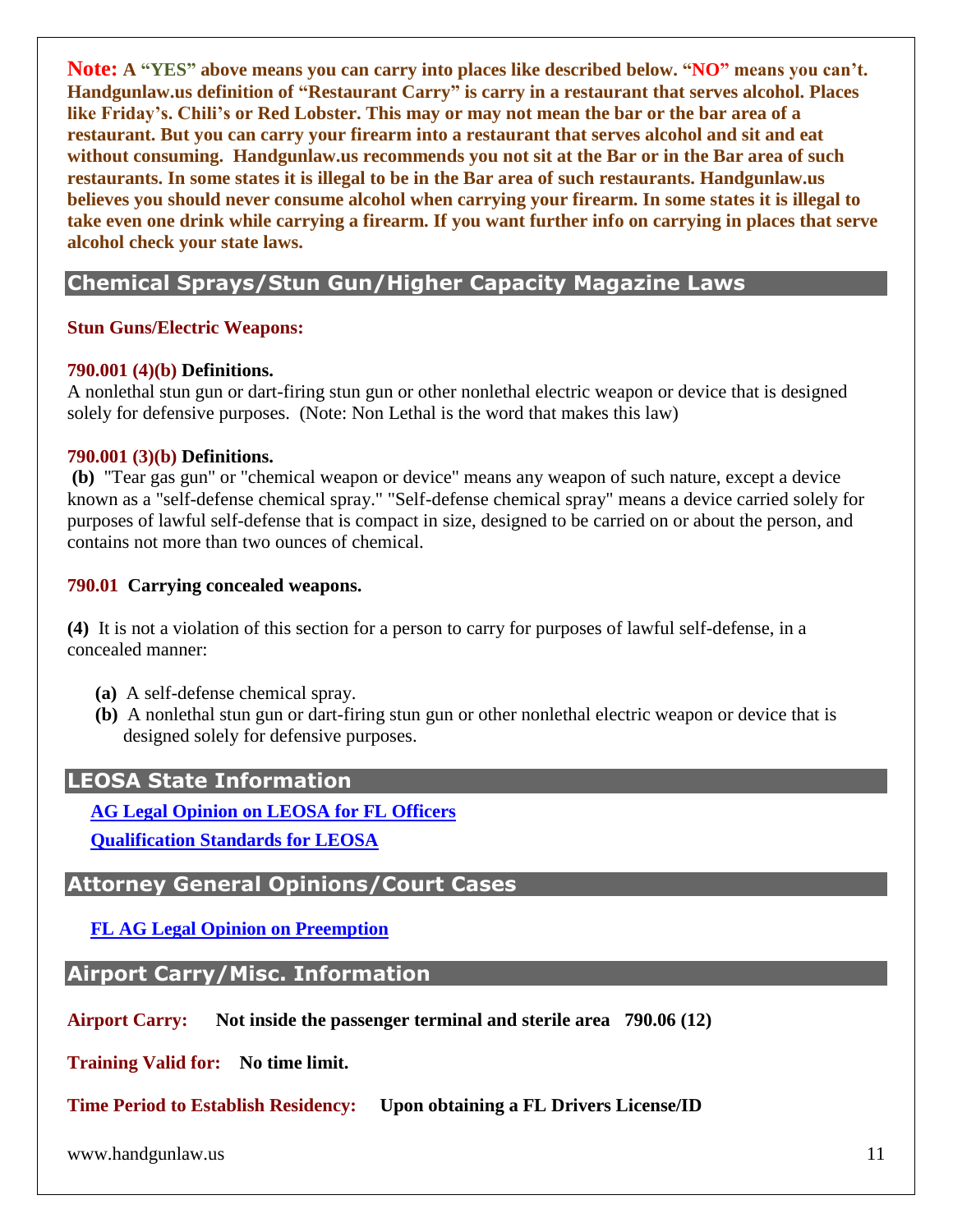**Note: A "YES" above means you can carry into places like described below. "NO" means you can't. Handgunlaw.us definition of "Restaurant Carry" is carry in a restaurant that serves alcohol. Places like Friday's. Chili's or Red Lobster. This may or may not mean the bar or the bar area of a restaurant. But you can carry your firearm into a restaurant that serves alcohol and sit and eat without consuming. Handgunlaw.us recommends you not sit at the Bar or in the Bar area of such restaurants. In some states it is illegal to be in the Bar area of such restaurants. Handgunlaw.us believes you should never consume alcohol when carrying your firearm. In some states it is illegal to take even one drink while carrying a firearm. If you want further info on carrying in places that serve alcohol check your state laws.**

## Chemical Sprays/Stun Gun/Higher Capacity Magazine Laws

**Stun Guns/Electric Weapons:**

**790.001 (4)(b) Definitions.**
A nonlethal stun gun or dart-firing stun gun or other nonlethal electric weapon or device that is designed solely for defensive purposes. (Note: Non Lethal is the word that makes this law)

**790.001 (3)(b) Definitions.**
**(b)** "Tear gas gun" or "chemical weapon or device" means any weapon of such nature, except a device known as a "self-defense chemical spray." "Self-defense chemical spray" means a device carried solely for purposes of lawful self-defense that is compact in size, designed to be carried on or about the person, and contains not more than two ounces of chemical.

**790.01 Carrying concealed weapons.**

**(4)** It is not a violation of this section for a person to carry for purposes of lawful self-defense, in a concealed manner:

- **(a)** A self-defense chemical spray.
- **(b)** A nonlethal stun gun or dart-firing stun gun or other nonlethal electric weapon or device that is designed solely for defensive purposes.

## LEOSA State Information

**AG Legal Opinion on LEOSA for FL Officers**

**Qualification Standards for LEOSA**

## Attorney General Opinions/Court Cases

**FL AG Legal Opinion on Preemption**

## Airport Carry/Misc. Information

**Airport Carry:** **Not inside the passenger terminal and sterile area 790.06 (12)**

**Training Valid for:** **No time limit.**

**Time Period to Establish Residency:** **Upon obtaining a FL Drivers License/ID**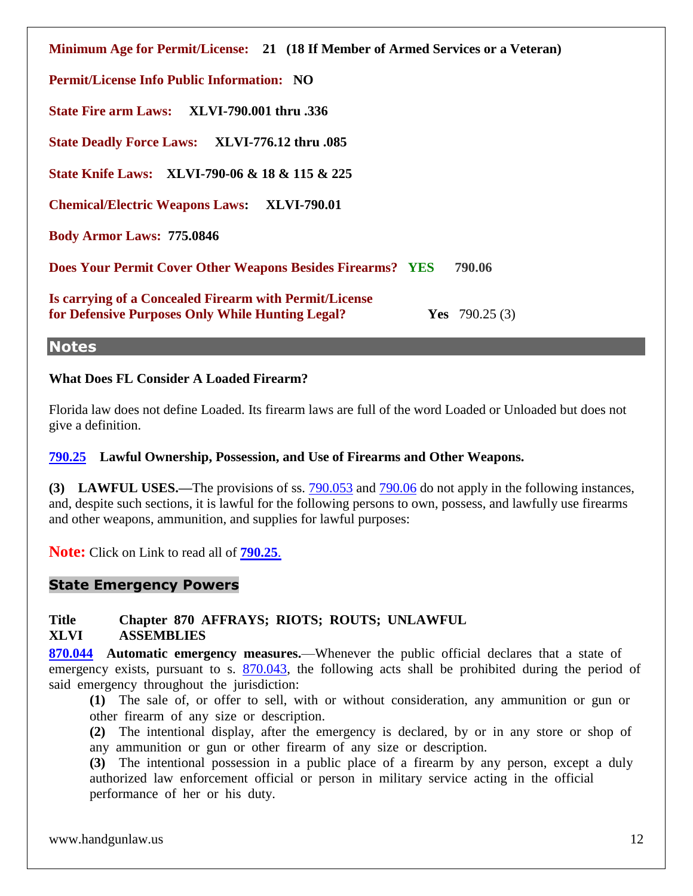**Minimum Age for Permit/License: 21 (18 If Member of Armed Services or a Veteran)**

**Permit/License Info Public Information: NO**

**State Fire arm Laws: XLVI-790.001 thru .336**

**State Deadly Force Laws: XLVI-776.12 thru .085**

**State Knife Laws: XLVI-790-06 & 18 & 115 & 225**

**Chemical/Electric Weapons Laws: XLVI-790.01**

**Body Armor Laws: 775.0846**

**Does Your Permit Cover Other Weapons Besides Firearms? YES 790.06**

**Is carrying of a Concealed Firearm with Permit/License for Defensive Purposes Only While Hunting Legal?** **Yes** 790.25 (3)

## Notes

**What Does FL Consider A Loaded Firearm?**

Florida law does not define Loaded. Its firearm laws are full of the word Loaded or Unloaded but does not give a definition.

**790.25 Lawful Ownership, Possession, and Use of Firearms and Other Weapons.**

**(3) LAWFUL USES.—**The provisions of ss. 790.053 and 790.06 do not apply in the following instances, and, despite such sections, it is lawful for the following persons to own, possess, and lawfully use firearms and other weapons, ammunition, and supplies for lawful purposes:

**Note:** Click on Link to read all of **790.25**.

## State Emergency Powers

**Title XLVI Chapter 870 AFFRAYS; RIOTS; ROUTS; UNLAWFUL ASSEMBLIES**

**870.044 Automatic emergency measures.**—Whenever the public official declares that a state of emergency exists, pursuant to s. 870.043, the following acts shall be prohibited during the period of said emergency throughout the jurisdiction:

- **(1)** The sale of, or offer to sell, with or without consideration, any ammunition or gun or other firearm of any size or description.
- **(2)** The intentional display, after the emergency is declared, by or in any store or shop of any ammunition or gun or other firearm of any size or description.
- **(3)** The intentional possession in a public place of a firearm by any person, except a duly authorized law enforcement official or person in military service acting in the official performance of her or his duty.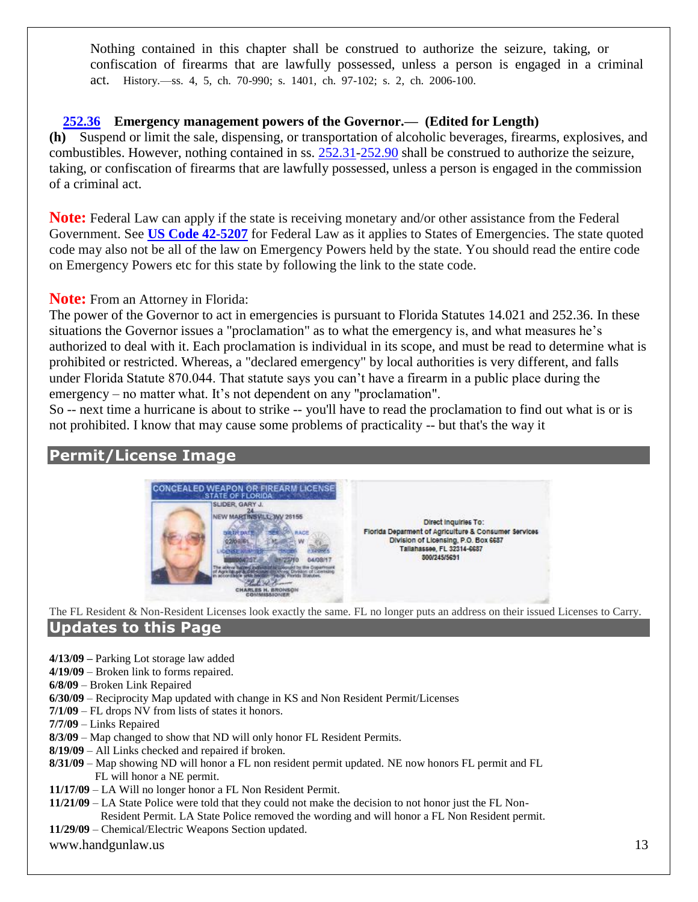Nothing contained in this chapter shall be construed to authorize the seizure, taking, or confiscation of firearms that are lawfully possessed, unless a person is engaged in a criminal act. History.—ss. 4, 5, ch. 70-990; s. 1401, ch. 97-102; s. 2, ch. 2006-100.

**252.36 Emergency management powers of the Governor.— (Edited for Length)**

**(h)** Suspend or limit the sale, dispensing, or transportation of alcoholic beverages, firearms, explosives, and combustibles. However, nothing contained in ss. 252.31-252.90 shall be construed to authorize the seizure, taking, or confiscation of firearms that are lawfully possessed, unless a person is engaged in the commission of a criminal act.

**Note:** Federal Law can apply if the state is receiving monetary and/or other assistance from the Federal Government. See **US Code 42-5207** for Federal Law as it applies to States of Emergencies. The state quoted code may also not be all of the law on Emergency Powers held by the state. You should read the entire code on Emergency Powers etc for this state by following the link to the state code.

**Note:** From an Attorney in Florida:

The power of the Governor to act in emergencies is pursuant to Florida Statutes 14.021 and 252.36. In these situations the Governor issues a "proclamation" as to what the emergency is, and what measures he's authorized to deal with it. Each proclamation is individual in its scope, and must be read to determine what is prohibited or restricted. Whereas, a "declared emergency" by local authorities is very different, and falls under Florida Statute 870.044. That statute says you can't have a firearm in a public place during the emergency – no matter what. It's not dependent on any "proclamation".

So -- next time a hurricane is about to strike -- you'll have to read the proclamation to find out what is or is not prohibited. I know that may cause some problems of practicality -- but that's the way it

## Permit/License Image

The FL Resident & Non-Resident Licenses look exactly the same. FL no longer puts an address on their issued Licenses to Carry.

## Updates to this Page

**4/13/09 –** Parking Lot storage law added
**4/19/09** – Broken link to forms repaired.
**6/8/09** – Broken Link Repaired
**6/30/09** – Reciprocity Map updated with change in KS and Non Resident Permit/Licenses
**7/1/09** – FL drops NV from lists of states it honors.
**7/7/09** – Links Repaired
**8/3/09** – Map changed to show that ND will only honor FL Resident Permits.
**8/19/09** – All Links checked and repaired if broken.
**8/31/09** – Map showing ND will honor a FL non resident permit updated. NE now honors FL permit and FL will honor a NE permit.
**11/17/09** – LA Will no longer honor a FL Non Resident Permit.
**11/21/09** – LA State Police were told that they could not make the decision to not honor just the FL Non-Resident Permit. LA State Police removed the wording and will honor a FL Non Resident permit.
**11/29/09** – Chemical/Electric Weapons Section updated.

www.handgunlaw.us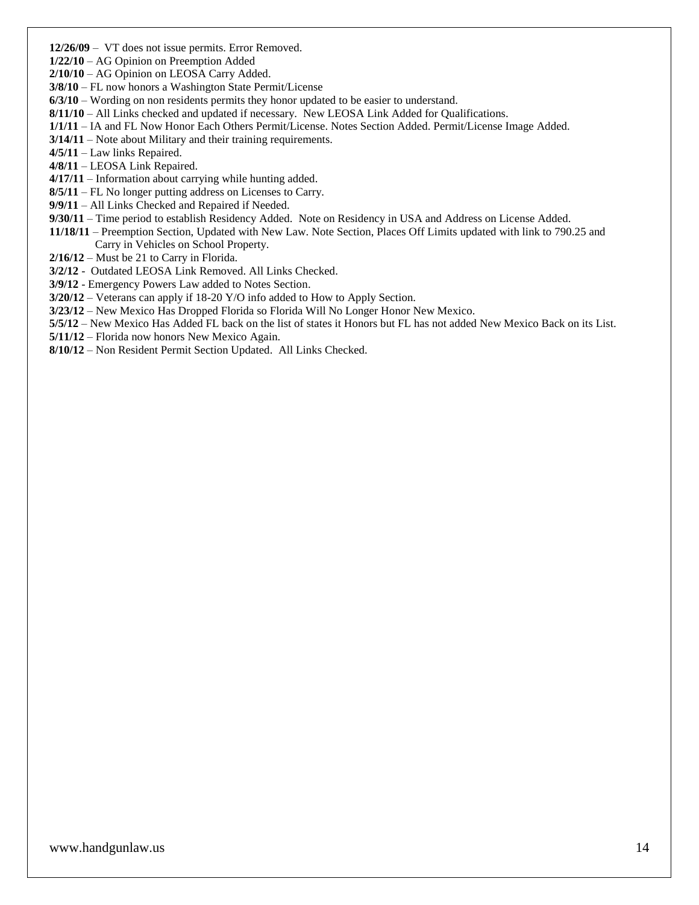**12/26/09** – VT does not issue permits. Error Removed.
**1/22/10** – AG Opinion on Preemption Added
**2/10/10** – AG Opinion on LEOSA Carry Added.
**3/8/10** – FL now honors a Washington State Permit/License
**6/3/10** – Wording on non residents permits they honor updated to be easier to understand.
**8/11/10** – All Links checked and updated if necessary. New LEOSA Link Added for Qualifications.
**1/1/11** – IA and FL Now Honor Each Others Permit/License. Notes Section Added. Permit/License Image Added.
**3/14/11** – Note about Military and their training requirements.
**4/5/11** – Law links Repaired.
**4/8/11** – LEOSA Link Repaired.
**4/17/11** – Information about carrying while hunting added.
**8/5/11** – FL No longer putting address on Licenses to Carry.
**9/9/11** – All Links Checked and Repaired if Needed.
**9/30/11** – Time period to establish Residency Added. Note on Residency in USA and Address on License Added.
**11/18/11** – Preemption Section, Updated with New Law. Note Section, Places Off Limits updated with link to 790.25 and Carry in Vehicles on School Property.
**2/16/12** – Must be 21 to Carry in Florida.
**3/2/12** - Outdated LEOSA Link Removed. All Links Checked.
**3/9/12** - Emergency Powers Law added to Notes Section.
**3/20/12** – Veterans can apply if 18-20 Y/O info added to How to Apply Section.
**3/23/12** – New Mexico Has Dropped Florida so Florida Will No Longer Honor New Mexico.
**5/5/12** – New Mexico Has Added FL back on the list of states it Honors but FL has not added New Mexico Back on its List.
**5/11/12** – Florida now honors New Mexico Again.
**8/10/12** – Non Resident Permit Section Updated. All Links Checked.